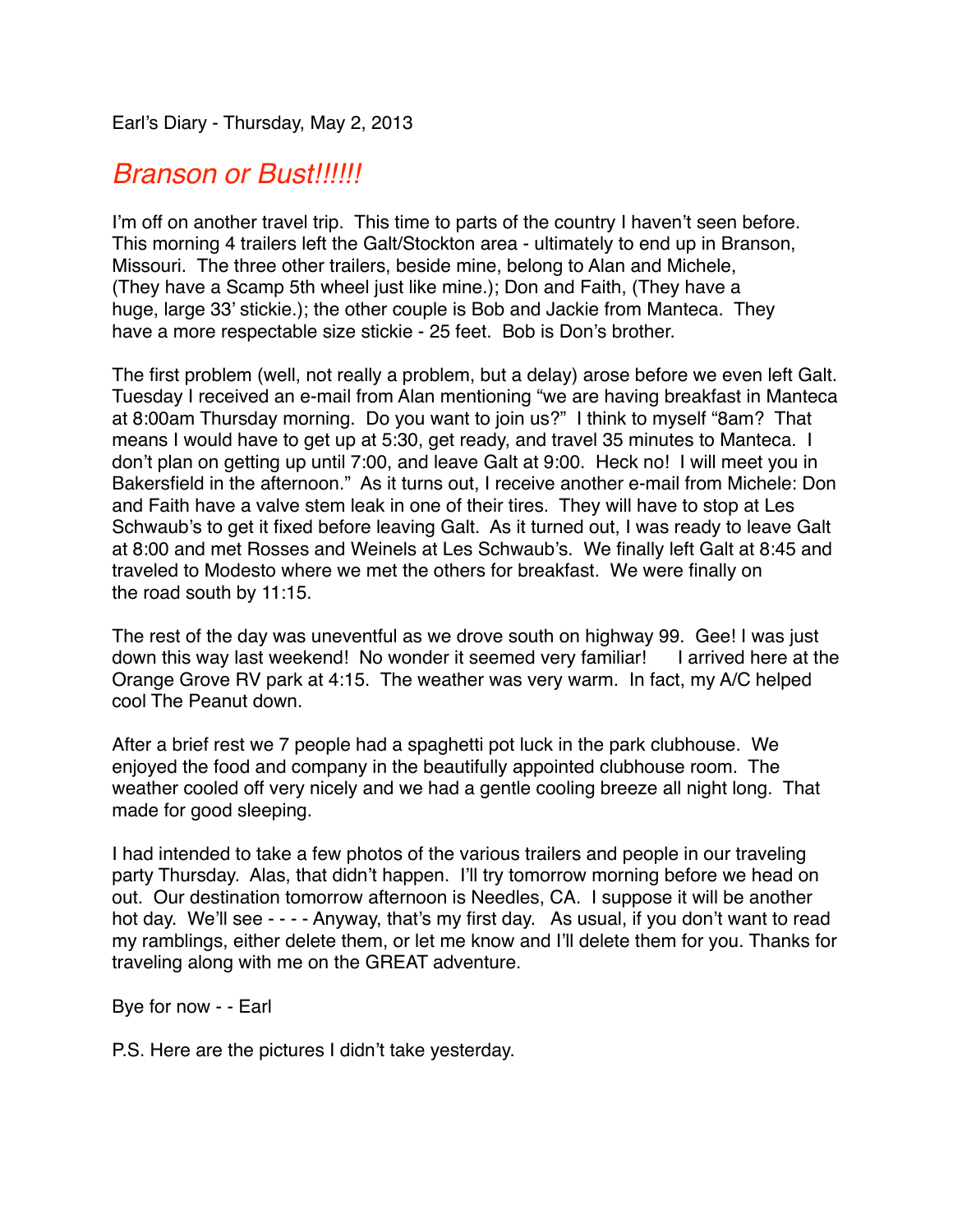Earl's Diary - Thursday, May 2, 2013

# *Branson or Bust!!!!!!*

I'm off on another travel trip. This time to parts of the country I haven't seen before. This morning 4 trailers left the Galt/Stockton area - ultimately to end up in Branson, Missouri. The three other trailers, beside mine, belong to Alan and Michele, (They have a Scamp 5th wheel just like mine.); Don and Faith, (They have a huge, large 33' stickie.); the other couple is Bob and Jackie from Manteca. They have a more respectable size stickie - 25 feet. Bob is Don's brother.

The first problem (well, not really a problem, but a delay) arose before we even left Galt. Tuesday I received an e-mail from Alan mentioning "we are having breakfast in Manteca at 8:00am Thursday morning. Do you want to join us?" I think to myself "8am? That means I would have to get up at 5:30, get ready, and travel 35 minutes to Manteca. I don't plan on getting up until 7:00, and leave Galt at 9:00. Heck no! I will meet you in Bakersfield in the afternoon." As it turns out, I receive another e-mail from Michele: Don and Faith have a valve stem leak in one of their tires. They will have to stop at Les Schwaub's to get it fixed before leaving Galt. As it turned out, I was ready to leave Galt at 8:00 and met Rosses and Weinels at Les Schwaub's. We finally left Galt at 8:45 and traveled to Modesto where we met the others for breakfast. We were finally on the road south by 11:15.

The rest of the day was uneventful as we drove south on highway 99. Gee! I was just down this way last weekend! No wonder it seemed very familiar! I arrived here at the Orange Grove RV park at 4:15. The weather was very warm. In fact, my A/C helped cool The Peanut down.

After a brief rest we 7 people had a spaghetti pot luck in the park clubhouse. We enjoyed the food and company in the beautifully appointed clubhouse room. The weather cooled off very nicely and we had a gentle cooling breeze all night long. That made for good sleeping.

I had intended to take a few photos of the various trailers and people in our traveling party Thursday. Alas, that didn't happen. I'll try tomorrow morning before we head on out. Our destination tomorrow afternoon is Needles, CA. I suppose it will be another hot day. We'll see - - - - Anyway, that's my first day. As usual, if you don't want to read my ramblings, either delete them, or let me know and I'll delete them for you. Thanks for traveling along with me on the GREAT adventure.

Bye for now - - Earl

P.S. Here are the pictures I didn't take yesterday.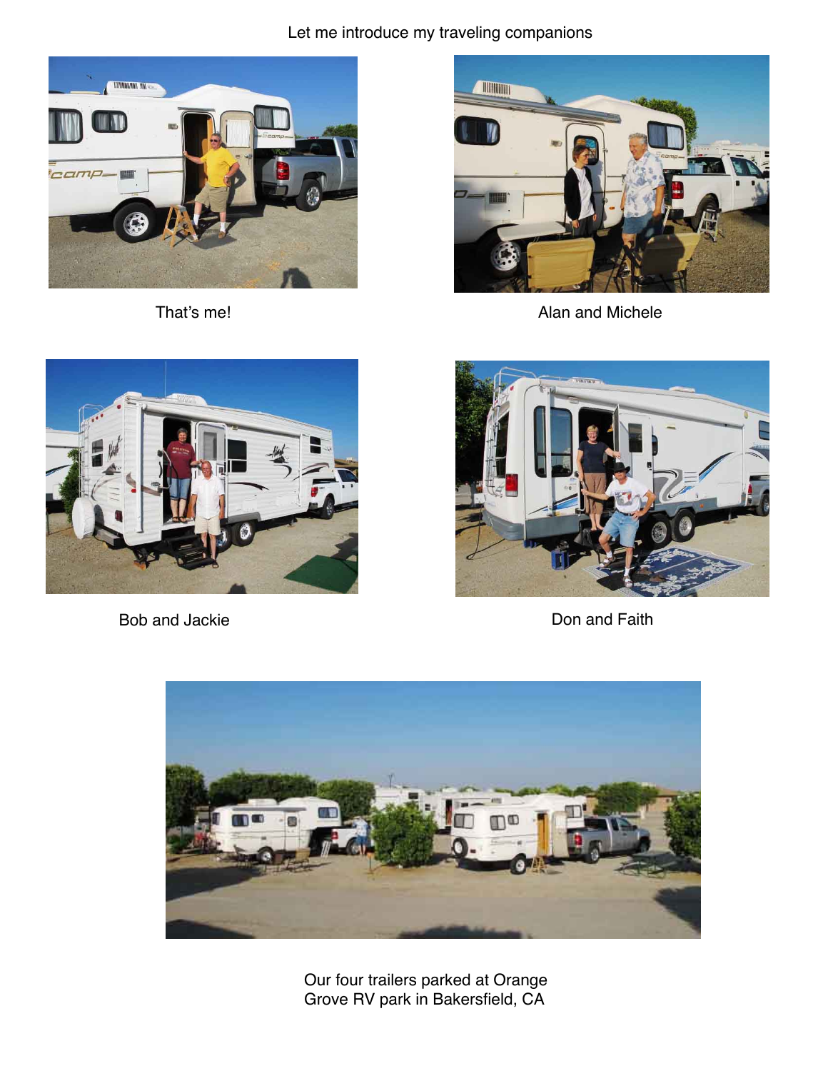Let me introduce my traveling companions

That's me!

Alan and Michele

Bob and Jackie

Don and Faith

Our four trailers parked at Orange Grove RV park in Bakersfield, CA